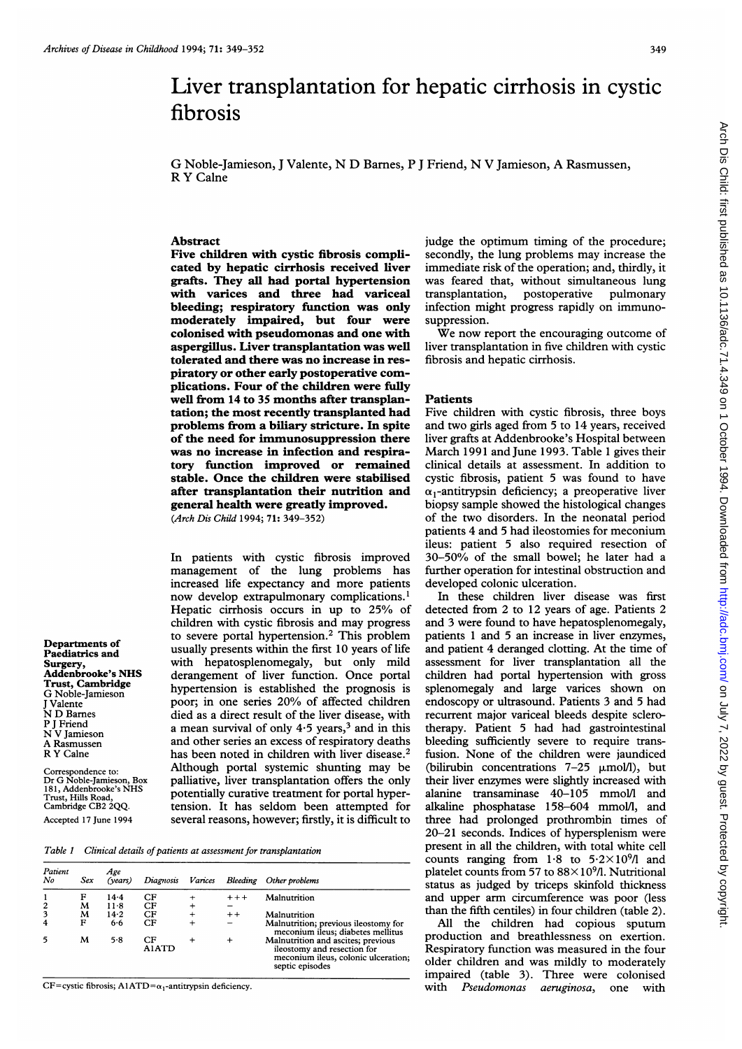# Liver transplantation for hepatic cirrhosis in cystic fibrosis

G Noble-Jamieson, J Valente, N D Barnes, P J Friend, N V Jamieson, A Rasmussen, R Y Calne

Departments of Paediatrics and Surgery, Addenbrooke's NHS Trust, Cambridge
G Noble-Jamieson
J Valente
N D Barnes
P J Friend
N V Jamieson
A Rasmussen
R Y Calne

Correspondence to: Dr G Noble-Jamieson, Box 181, Addenbrooke's NHS Trust, Hills Road, Cambridge CB2 2QQ.

Accepted 17 June 1994

## Abstract

**Five children with cystic fibrosis complicated by hepatic cirrhosis received liver grafts. They all had portal hypertension with varices and three had variceal bleeding; respiratory function was only moderately impaired, but four were colonised with pseudomonas and one with aspergillus. Liver transplantation was well tolerated and there was no increase in respiratory or other early postoperative complications. Four of the children were fully well from 14 to 35 months after transplantation; the most recently transplanted had problems from a biliary stricture. In spite of the need for immunosuppression there was no increase in infection and respiratory function improved or remained stable. Once the children were stabilised after transplantation their nutrition and general health were greatly improved.**

(*Arch Dis Child* 1994; **71**: 349–352)

In patients with cystic fibrosis improved management of the lung problems has increased life expectancy and more patients now develop extrapulmonary complications.[1] Hepatic cirrhosis occurs in up to 25% of children with cystic fibrosis and may progress to severe portal hypertension.[2] This problem usually presents within the first 10 years of life with hepatosplenomegaly, but only mild derangement of liver function. Once portal hypertension is established the prognosis is poor; in one series 20% of affected children died as a direct result of the liver disease, with a mean survival of only 4·5 years,[3] and in this and other series an excess of respiratory deaths has been noted in children with liver disease.[2] Although portal systemic shunting may be palliative, liver transplantation offers the only potentially curative treatment for portal hypertension. It has seldom been attempted for several reasons, however; firstly, it is difficult to judge the optimum timing of the procedure; secondly, the lung problems may increase the immediate risk of the operation; and, thirdly, it was feared that, without simultaneous lung transplantation, postoperative pulmonary infection might progress rapidly on immunosuppression.

We now report the encouraging outcome of liver transplantation in five children with cystic fibrosis and hepatic cirrhosis.

## Patients

Five children with cystic fibrosis, three boys and two girls aged from 5 to 14 years, received liver grafts at Addenbrooke's Hospital between March 1991 and June 1993. Table 1 gives their clinical details at assessment. In addition to cystic fibrosis, patient 5 was found to have $\alpha_1$-antitrypsin deficiency; a preoperative liver biopsy sample showed the histological changes of the two disorders. In the neonatal period patients 4 and 5 had ileostomies for meconium ileus: patient 5 also required resection of 30–50% of the small bowel; he later had a further operation for intestinal obstruction and developed colonic ulceration.

In these children liver disease was first detected from 2 to 12 years of age. Patients 2 and 3 were found to have hepatosplenomegaly, patients 1 and 5 an increase in liver enzymes, and patient 4 deranged clotting. At the time of assessment for liver transplantation all the children had portal hypertension with gross splenomegaly and large varices shown on endoscopy or ultrasound. Patients 3 and 5 had recurrent major variceal bleeds despite sclerotherapy. Patient 5 had had gastrointestinal bleeding sufficiently severe to require transfusion. None of the children were jaundiced (bilirubin concentrations 7–25 μmol/l), but their liver enzymes were slightly increased with alanine transaminase 40–105 mmol/l and alkaline phosphatase 158–604 mmol/l, and three had prolonged prothrombin times of 20–21 seconds. Indices of hypersplenism were present in all the children, with total white cell counts ranging from 1·8 to $5{\cdot}2\times10^9$/l and platelet counts from 57 to $88\times10^9$/l. Nutritional status as judged by triceps skinfold thickness and upper arm circumference was poor (less than the fifth centiles) in four children (table 2).

All the children had copious sputum production and breathlessness on exertion. Respiratory function was measured in the four older children and was mildly to moderately impaired (table 3). Three were colonised with *Pseudomonas aeruginosa*, one with

*Table 1 Clinical details of patients at assessment for transplantation*

| Patient No | Sex | Age (years) | Diagnosis | Varices | Bleeding | Other problems |
|---|---|---|---|---|---|---|
| 1 | F | 14·4 | CF | + | +++ | Malnutrition |
| 2 | M | 11·8 | CF | + | − | |
| 3 | M | 14·2 | CF | + | ++ | Malnutrition |
| 4 | F | 6·6 | CF | + | − | Malnutrition; previous ileostomy for meconium ileus; diabetes mellitus |
| 5 | M | 5·8 | CF A1ATD | + | + | Malnutrition and ascites; previous ileostomy and resection for meconium ileus, colonic ulceration; septic episodes |

CF=cystic fibrosis; A1ATD=$\alpha_1$-antitrypsin deficiency.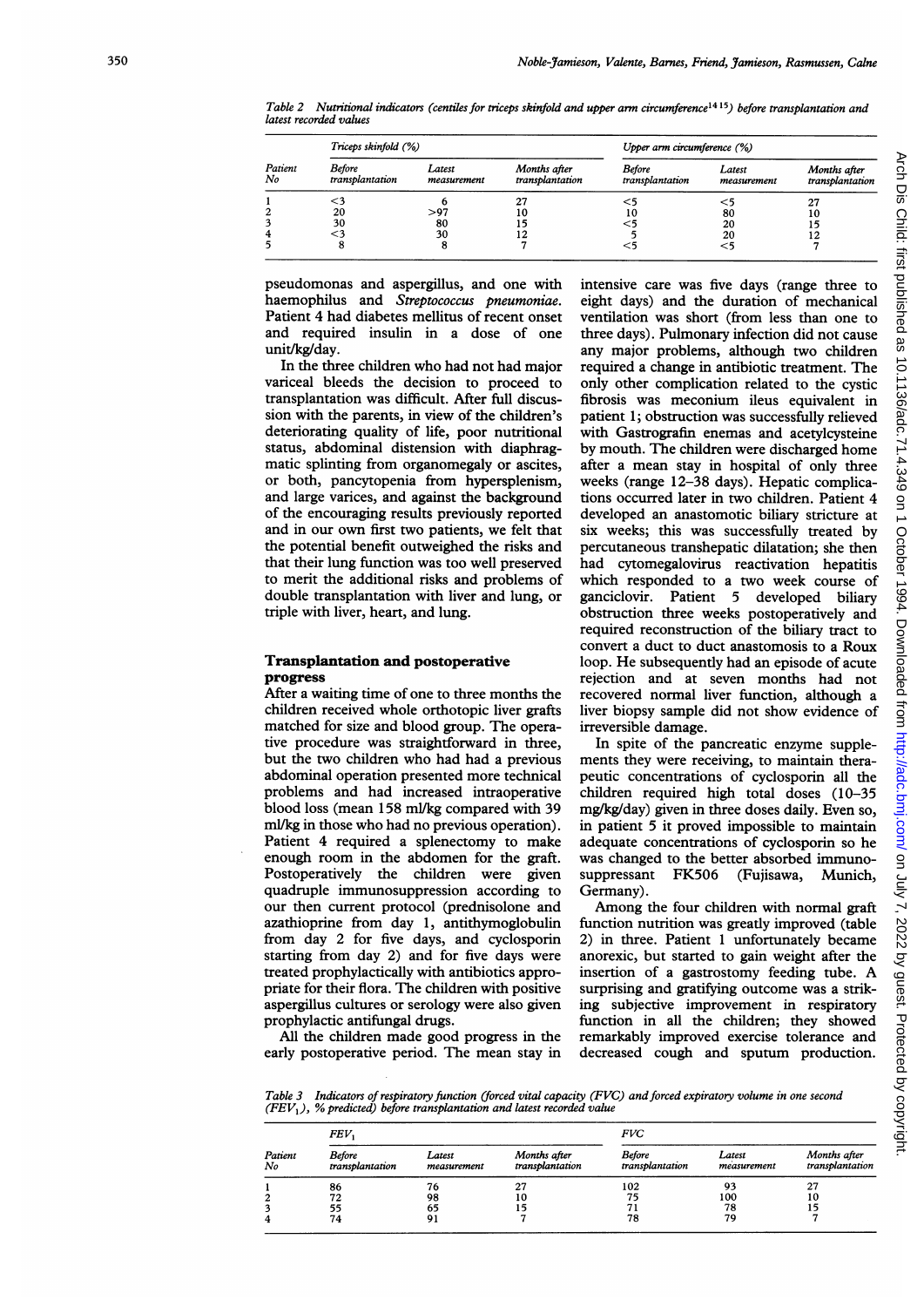Table 2 *Nutritional indicators (centiles for triceps skinfold and upper arm circumference[14 15]) before transplantation and latest recorded values*

| Patient No | Triceps skinfold (%) | | | Upper arm circumference (%) | | |
|---|---|---|---|---|---|---|
| | Before transplantation | Latest measurement | Months after transplantation | Before transplantation | Latest measurement | Months after transplantation |
| 1 | <3 | 6 | 27 | <5 | <5 | 27 |
| 2 | 20 | >97 | 10 | 10 | 80 | 10 |
| 3 | 30 | 80 | 15 | <5 | 20 | 15 |
| 4 | <3 | 30 | 12 | 5 | 20 | 12 |
| 5 | 8 | 8 | 7 | <5 | <5 | 7 |

pseudomonas and aspergillus, and one with haemophilus and *Streptococcus pneumoniae*. Patient 4 had diabetes mellitus of recent onset and required insulin in a dose of one unit/kg/day.

In the three children who had not had major variceal bleeds the decision to proceed to transplantation was difficult. After full discussion with the parents, in view of the children's deteriorating quality of life, poor nutritional status, abdominal distension with diaphragmatic splinting from organomegaly or ascites, or both, pancytopenia from hypersplenism, and large varices, and against the background of the encouraging results previously reported and in our own first two patients, we felt that the potential benefit outweighed the risks and that their lung function was too well preserved to merit the additional risks and problems of double transplantation with liver and lung, or triple with liver, heart, and lung.

## Transplantation and postoperative progress

After a waiting time of one to three months the children received whole orthotopic liver grafts matched for size and blood group. The operative procedure was straightforward in three, but the two children who had had a previous abdominal operation presented more technical problems and had increased intraoperative blood loss (mean 158 ml/kg compared with 39 ml/kg in those who had no previous operation). Patient 4 required a splenectomy to make enough room in the abdomen for the graft. Postoperatively the children were given quadruple immunosuppression according to our then current protocol (prednisolone and azathioprine from day 1, antithymoglobulin from day 2 for five days, and cyclosporin starting from day 2) and for five days were treated prophylactically with antibiotics appropriate for their flora. The children with positive aspergillus cultures or serology were also given prophylactic antifungal drugs.

All the children made good progress in the early postoperative period. The mean stay in intensive care was five days (range three to eight days) and the duration of mechanical ventilation was short (from less than one to three days). Pulmonary infection did not cause any major problems, although two children required a change in antibiotic treatment. The only other complication related to the cystic fibrosis was meconium ileus equivalent in patient 1; obstruction was successfully relieved with Gastrografin enemas and acetylcysteine by mouth. The children were discharged home after a mean stay in hospital of only three weeks (range 12–38 days). Hepatic complications occurred later in two children. Patient 4 developed an anastomotic biliary stricture at six weeks; this was successfully treated by percutaneous transhepatic dilatation; she then had cytomegalovirus reactivation hepatitis which responded to a two week course of ganciclovir. Patient 5 developed biliary obstruction three weeks postoperatively and required reconstruction of the biliary tract to convert a duct to duct anastomosis to a Roux loop. He subsequently had an episode of acute rejection and at seven months had not recovered normal liver function, although a liver biopsy sample did not show evidence of irreversible damage.

In spite of the pancreatic enzyme supplements they were receiving, to maintain therapeutic concentrations of cyclosporin all the children required high total doses (10–35 mg/kg/day) given in three doses daily. Even so, in patient 5 it proved impossible to maintain adequate concentrations of cyclosporin so he was changed to the better absorbed immunosuppressant FK506 (Fujisawa, Munich, Germany).

Among the four children with normal graft function nutrition was greatly improved (table 2) in three. Patient 1 unfortunately became anorexic, but started to gain weight after the insertion of a gastrostomy feeding tube. A surprising and gratifying outcome was a striking subjective improvement in respiratory function in all the children; they showed remarkably improved exercise tolerance and decreased cough and sputum production.

Table 3 *Indicators of respiratory function (forced vital capacity (FVC) and forced expiratory volume in one second ($FEV_1$), % predicted) before transplantation and latest recorded value*

| Patient No | $FEV_1$ | | | FVC | | |
|---|---|---|---|---|---|---|
| | Before transplantation | Latest measurement | Months after transplantation | Before transplantation | Latest measurement | Months after transplantation |
| 1 | 86 | 76 | 27 | 102 | 93 | 27 |
| 2 | 72 | 98 | 10 | 75 | 100 | 10 |
| 3 | 55 | 65 | 15 | 71 | 78 | 15 |
| 4 | 74 | 91 | 7 | 78 | 79 | 7 |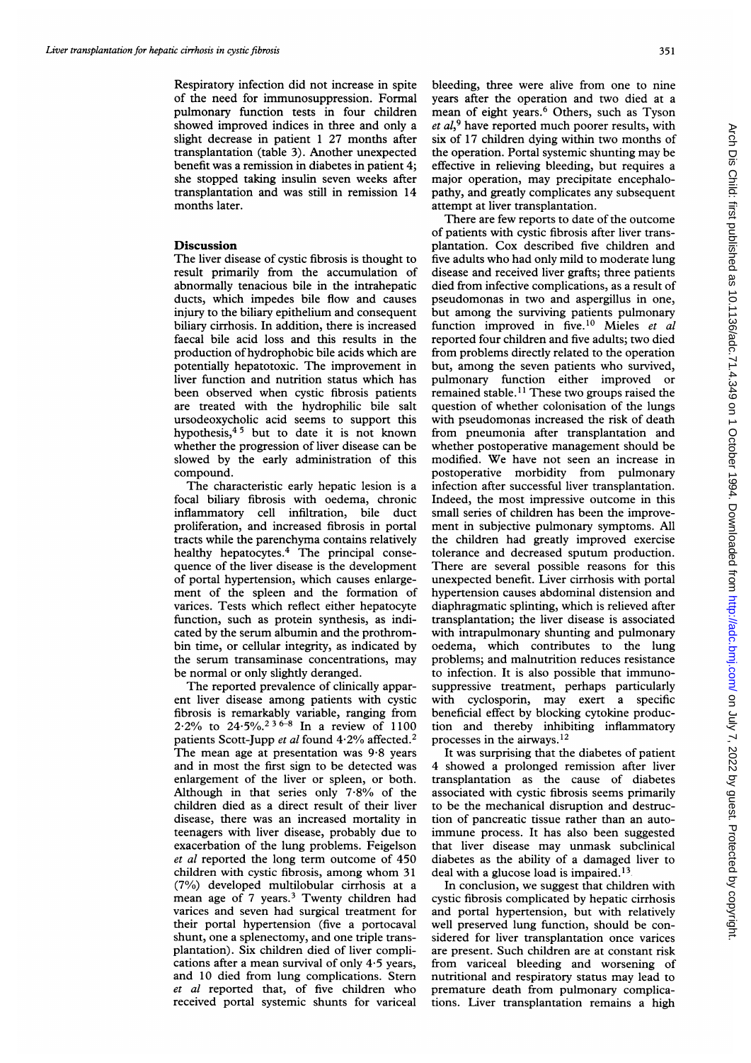Respiratory infection did not increase in spite of the need for immunosuppression. Formal pulmonary function tests in four children showed improved indices in three and only a slight decrease in patient 1 27 months after transplantation (table 3). Another unexpected benefit was a remission in diabetes in patient 4; she stopped taking insulin seven weeks after transplantation and was still in remission 14 months later.

## Discussion

The liver disease of cystic fibrosis is thought to result primarily from the accumulation of abnormally tenacious bile in the intrahepatic ducts, which impedes bile flow and causes injury to the biliary epithelium and consequent biliary cirrhosis. In addition, there is increased faecal bile acid loss and this results in the production of hydrophobic bile acids which are potentially hepatotoxic. The improvement in liver function and nutrition status which has been observed when cystic fibrosis patients are treated with the hydrophilic bile salt ursodeoxycholic acid seems to support this hypothesis,[4 5] but to date it is not known whether the progression of liver disease can be slowed by the early administration of this compound.

The characteristic early hepatic lesion is a focal biliary fibrosis with oedema, chronic inflammatory cell infiltration, bile duct proliferation, and increased fibrosis in portal tracts while the parenchyma contains relatively healthy hepatocytes.[4] The principal consequence of the liver disease is the development of portal hypertension, which causes enlargement of the spleen and the formation of varices. Tests which reflect either hepatocyte function, such as protein synthesis, as indicated by the serum albumin and the prothrombin time, or cellular integrity, as indicated by the serum transaminase concentrations, may be normal or only slightly deranged.

The reported prevalence of clinically apparent liver disease among patients with cystic fibrosis is remarkably variable, ranging from 2·2% to 24·5%.[2 3 6–8] In a review of 1100 patients Scott-Jupp *et al* found 4·2% affected.[2] The mean age at presentation was 9·8 years and in most the first sign to be detected was enlargement of the liver or spleen, or both. Although in that series only 7·8% of the children died as a direct result of their liver disease, there was an increased mortality in teenagers with liver disease, probably due to exacerbation of the lung problems. Feigelson *et al* reported the long term outcome of 450 children with cystic fibrosis, among whom 31 (7%) developed multilobular cirrhosis at a mean age of 7 years.[3] Twenty children had varices and seven had surgical treatment for their portal hypertension (five a portocaval shunt, one a splenectomy, and one triple transplantation). Six children died of liver complications after a mean survival of only 4·5 years, and 10 died from lung complications. Stern *et al* reported that, of five children who received portal systemic shunts for variceal bleeding, three were alive from one to nine years after the operation and two died at a mean of eight years.[6] Others, such as Tyson *et al*,[9] have reported much poorer results, with six of 17 children dying within two months of the operation. Portal systemic shunting may be effective in relieving bleeding, but requires a major operation, may precipitate encephalopathy, and greatly complicates any subsequent attempt at liver transplantation.

There are few reports to date of the outcome of patients with cystic fibrosis after liver transplantation. Cox described five children and five adults who had only mild to moderate lung disease and received liver grafts; three patients died from infective complications, as a result of pseudomonas in two and aspergillus in one, but among the surviving patients pulmonary function improved in five.[10] Mieles *et al* reported four children and five adults; two died from problems directly related to the operation but, among the seven patients who survived, pulmonary function either improved or remained stable.[11] These two groups raised the question of whether colonisation of the lungs with pseudomonas increased the risk of death from pneumonia after transplantation and whether postoperative management should be modified. We have not seen an increase in postoperative morbidity from pulmonary infection after successful liver transplantation. Indeed, the most impressive outcome in this small series of children has been the improvement in subjective pulmonary symptoms. All the children had greatly improved exercise tolerance and decreased sputum production. There are several possible reasons for this unexpected benefit. Liver cirrhosis with portal hypertension causes abdominal distension and diaphragmatic splinting, which is relieved after transplantation; the liver disease is associated with intrapulmonary shunting and pulmonary oedema, which contributes to the lung problems; and malnutrition reduces resistance to infection. It is also possible that immunosuppressive treatment, perhaps particularly with cyclosporin, may exert a specific beneficial effect by blocking cytokine production and thereby inhibiting inflammatory processes in the airways.[12]

It was surprising that the diabetes of patient 4 showed a prolonged remission after liver transplantation as the cause of diabetes associated with cystic fibrosis seems primarily to be the mechanical disruption and destruction of pancreatic tissue rather than an autoimmune process. It has also been suggested that liver disease may unmask subclinical diabetes as the ability of a damaged liver to deal with a glucose load is impaired.[13]

In conclusion, we suggest that children with cystic fibrosis complicated by hepatic cirrhosis and portal hypertension, but with relatively well preserved lung function, should be considered for liver transplantation once varices are present. Such children are at constant risk from variceal bleeding and worsening of nutritional and respiratory status may lead to premature death from pulmonary complications. Liver transplantation remains a high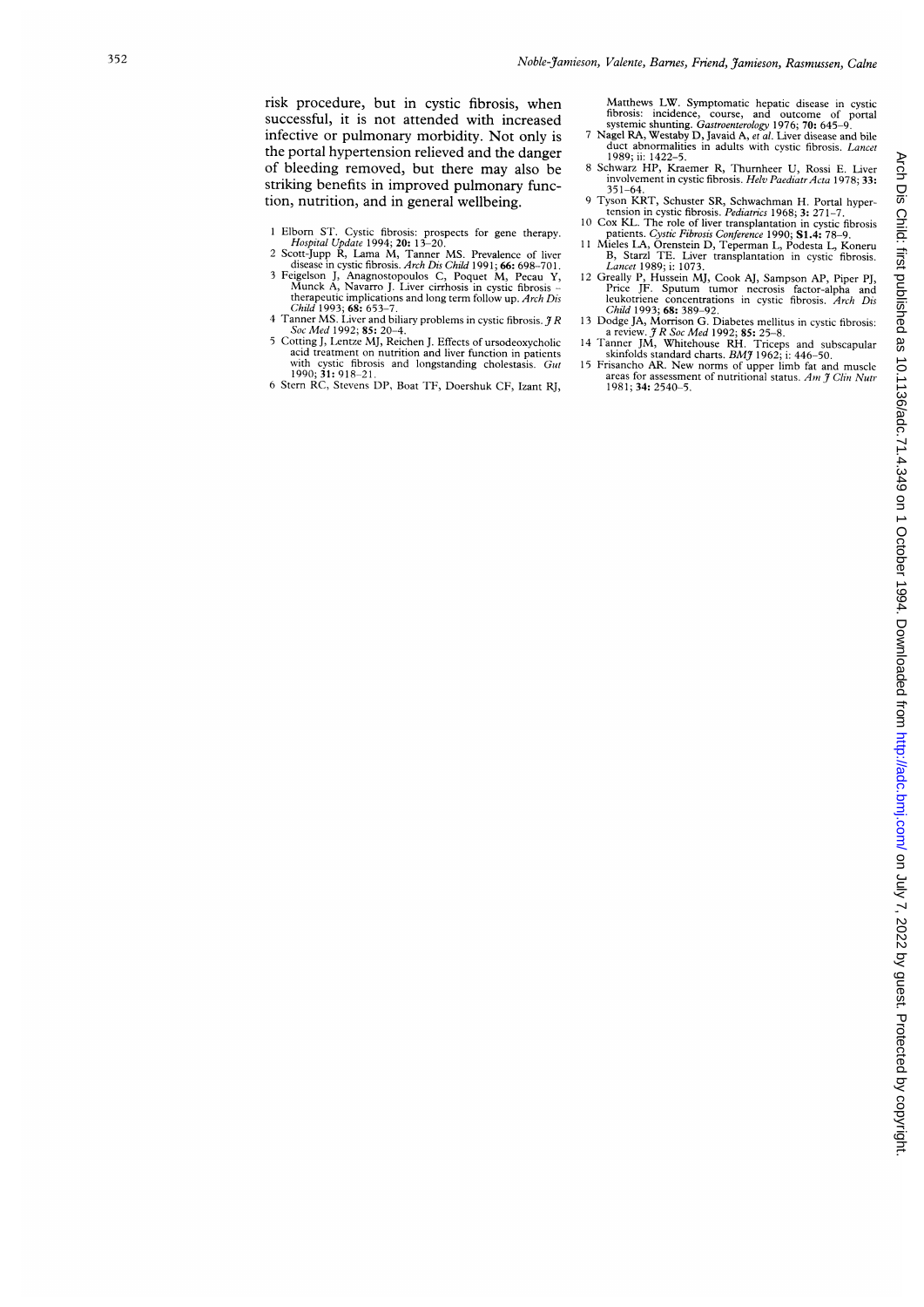risk procedure, but in cystic fibrosis, when successful, it is not attended with increased infective or pulmonary morbidity. Not only is the portal hypertension relieved and the danger of bleeding removed, but there may also be striking benefits in improved pulmonary function, nutrition, and in general wellbeing.

1 Elborn ST. Cystic fibrosis: prospects for gene therapy. *Hospital Update* 1994; **20:** 13–20.
2 Scott-Jupp R, Lama M, Tanner MS. Prevalence of liver disease in cystic fibrosis. *Arch Dis Child* 1991; **66:** 698–701.
3 Feigelson J, Anagnostopoulos C, Poquet M, Pecau Y, Munck A, Navarro J. Liver cirrhosis in cystic fibrosis – therapeutic implications and long term follow up. *Arch Dis Child* 1993; **68:** 653–7.
4 Tanner MS. Liver and biliary problems in cystic fibrosis. *J R Soc Med* 1992; **85:** 20–4.
5 Cotting J, Lentze MJ, Reichen J. Effects of ursodeoxycholic acid treatment on nutrition and liver function in patients with cystic fibrosis and longstanding cholestasis. *Gut* 1990; **31:** 918–21.
6 Stern RC, Stevens DP, Boat TF, Doershuk CF, Izant RJ, Matthews LW. Symptomatic hepatic disease in cystic fibrosis: incidence, course, and outcome of portal systemic shunting. *Gastroenterology* 1976; **70:** 645–9.
7 Nagel RA, Westaby D, Javaid A, *et al*. Liver disease and bile duct abnormalities in adults with cystic fibrosis. *Lancet* 1989; ii: 1422–5.
8 Schwarz HP, Kraemer R, Thurnheer U, Rossi E. Liver involvement in cystic fibrosis. *Helv Paediatr Acta* 1978; **33:** 351–64.
9 Tyson KRT, Schuster SR, Schwachman H. Portal hypertension in cystic fibrosis. *Pediatrics* 1968; **3:** 271–7.
10 Cox KL. The role of liver transplantation in cystic fibrosis patients. *Cystic Fibrosis Conference* 1990; **S1.4:** 78–9.
11 Mieles LA, Orenstein D, Teperman L, Podesta L, Koneru B, Starzl TE. Liver transplantation in cystic fibrosis. *Lancet* 1989; i: 1073.
12 Greally P, Hussein MJ, Cook AJ, Sampson AP, Piper PJ, Price JF. Sputum tumor necrosis factor-alpha and leukotriene concentrations in cystic fibrosis. *Arch Dis Child* 1993; **68:** 389–92.
13 Dodge JA, Morrison G. Diabetes mellitus in cystic fibrosis: a review. *J R Soc Med* 1992; **85:** 25–8.
14 Tanner JM, Whitehouse RH. Triceps and subscapular skinfolds standard charts. *BMJ* 1962; i: 446–50.
15 Frisancho AR. New norms of upper limb fat and muscle areas for assessment of nutritional status. *Am J Clin Nutr* 1981; **34:** 2540–5.